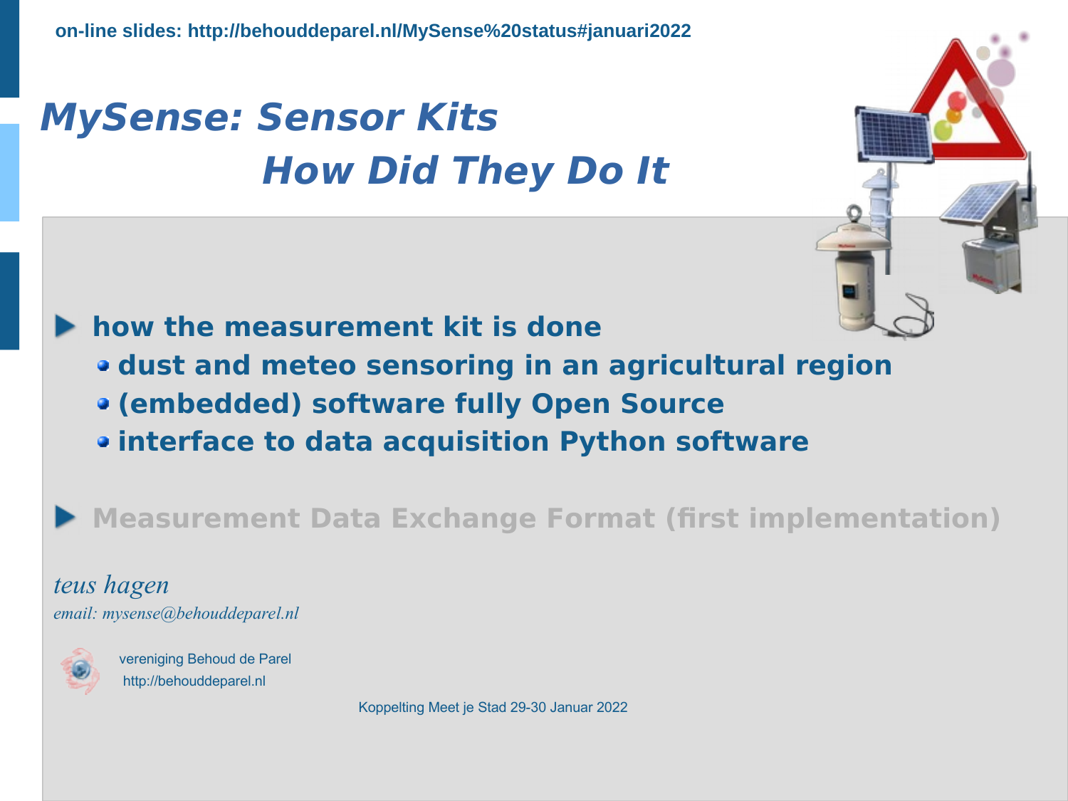on-line slides: http://behouddeparel.nl/MySense%20status#januari2022

# *MySense: Sensor Kits*
# *How Did They Do It*

- **how the measurement kit is done**
  - **dust and meteo sensoring in an agricultural region**
  - **(embedded) software fully Open Source**
  - **interface to data acquisition Python software**

- **Measurement Data Exchange Format (first implementation)**

*teus hagen*

*email: mysense@behouddeparel.nl*

vereniging Behoud de Parel
http://behouddeparel.nl

Koppelting Meet je Stad 29-30 Januar 2022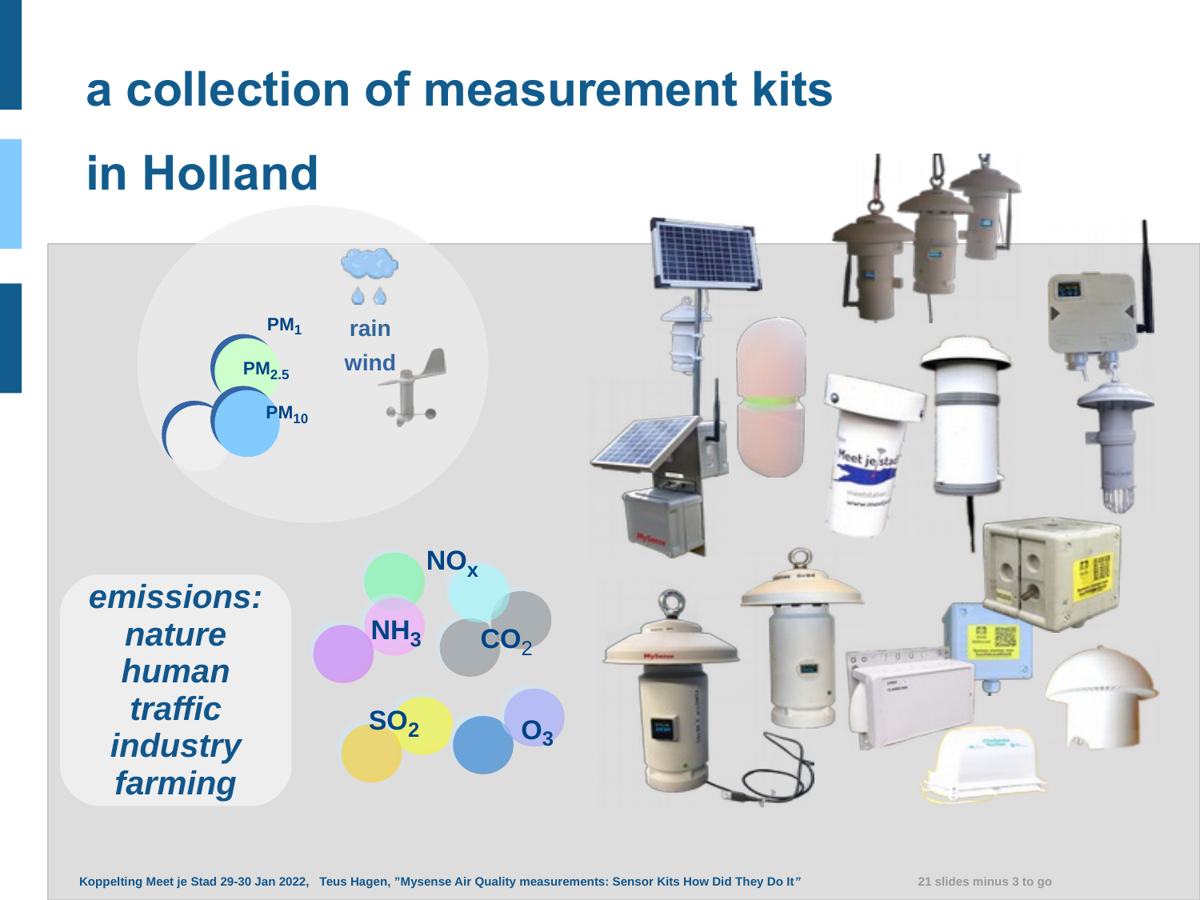# a collection of measurement kits in Holland

$PM_1$

$PM_{2.5}$

$PM_{10}$

rain

wind

***emissions:***
***nature***
***human***
***traffic***
***industry***
***farming***

$NO_x$

$NH_3$

$CO_2$

$SO_2$

$O_3$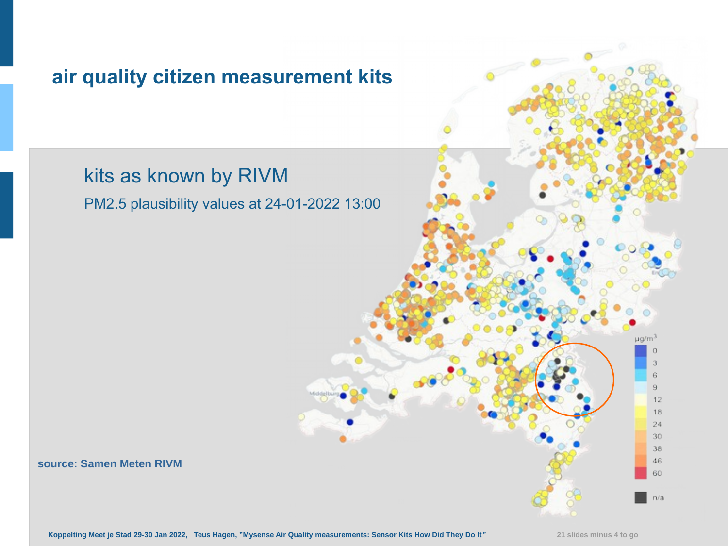# air quality citizen measurement kits

## kits as known by RIVM

PM2.5 plausibility values at 24-01-2022 13:00

| µg/m³ |
|---|
| 0 |
| 3 |
| 6 |
| 9 |
| 12 |
| 18 |
| 24 |
| 30 |
| 38 |
| 46 |
| 60 |
| n/a |

**source: Samen Meten RIVM**

**Koppelting Meet je Stad 29-30 Jan 2022, Teus Hagen, "Mysense Air Quality measurements: Sensor Kits How Did They Do It"**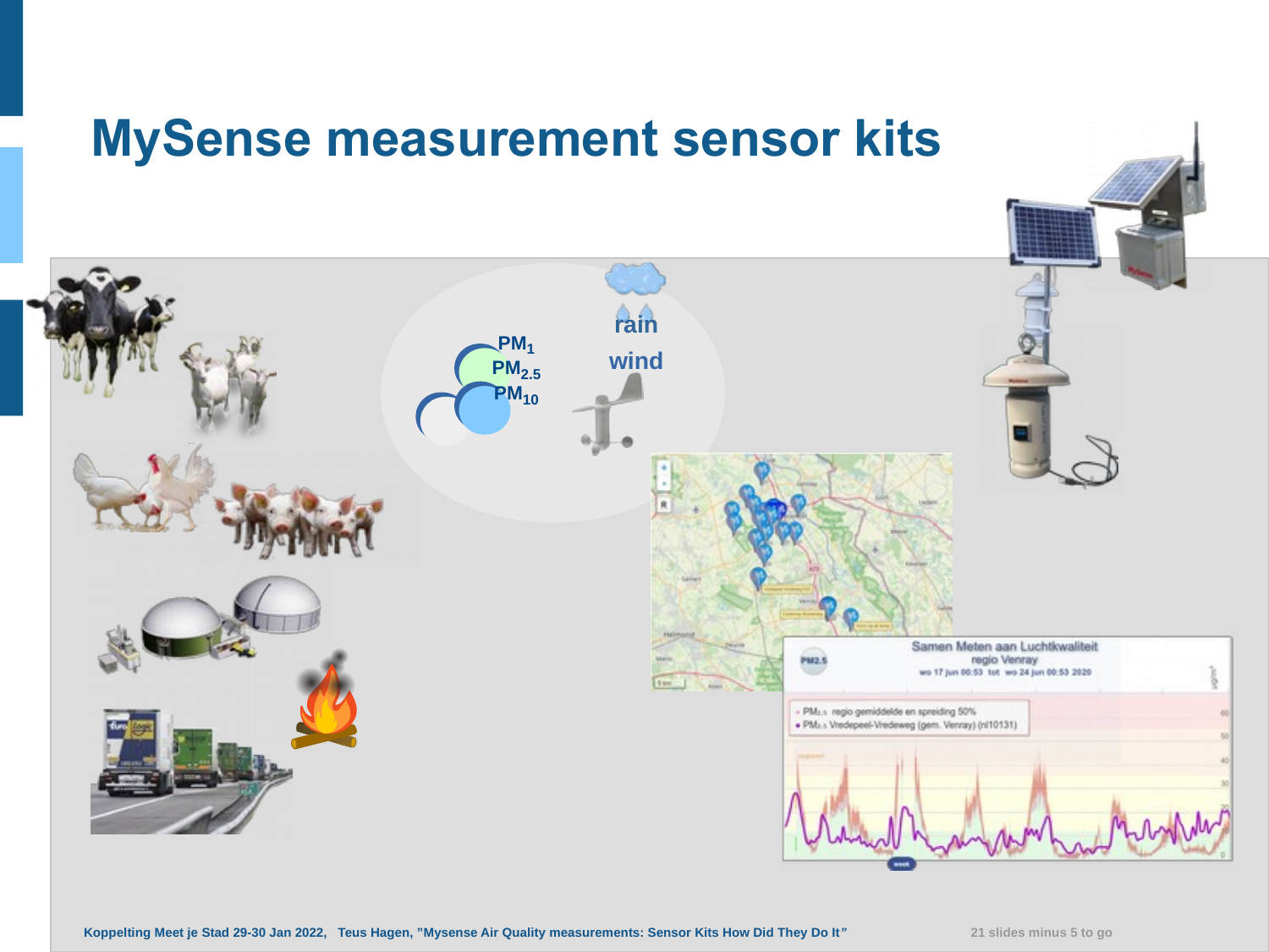# MySense measurement sensor kits

$PM_1$
$PM_{2.5}$
$PM_{10}$

rain
wind

Samen Meten aan Luchtkwaliteit
regio Venray
wo 17 jun 00:53 tot wo 24 jun 00:53 2020

- $PM_{2.5}$ regio gemiddelde en spreiding 50%
- $PM_{2.5}$ Vredepeel-Vredeweg (gem. Venray) (nl10131)

Koppelting Meet je Stad 29-30 Jan 2022, Teus Hagen, "Mysense Air Quality measurements: Sensor Kits How Did They Do It"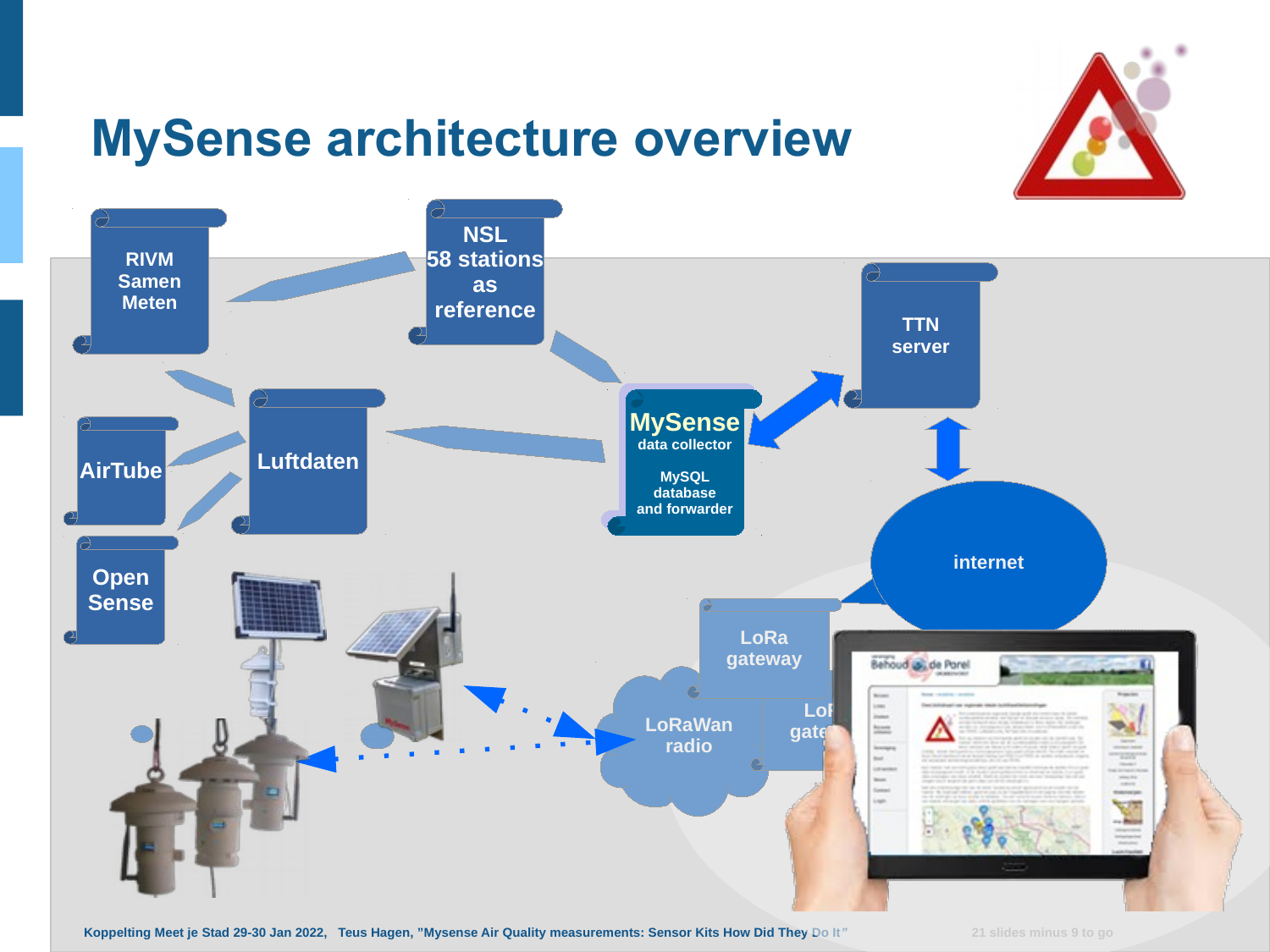# MySense architecture overview

RIVM Samen Meten

NSL 58 stations as reference

TTN server

AirTube

Luftdaten

**MySense** data collector

MySQL database and forwarder

Open Sense

internet

LoRa gateway

LoRaWan radio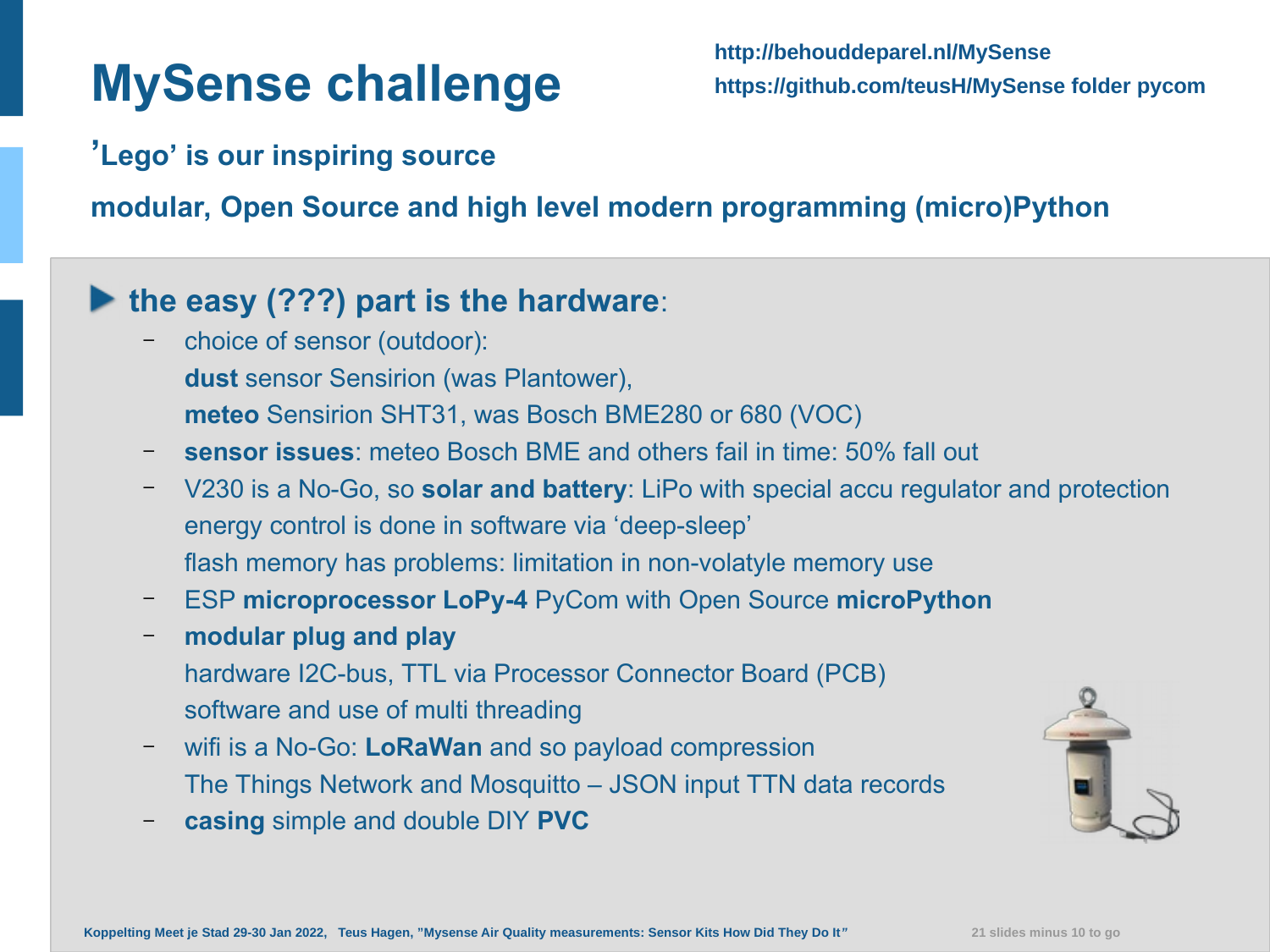# MySense challenge

**http://behouddeparel.nl/MySense**
**https://github.com/teusH/MySense folder pycom**

**’Lego’ is our inspiring source**

**modular, Open Source and high level modern programming (micro)Python**

## the easy (???) part is the hardware:

- choice of sensor (outdoor):
  **dust** sensor Sensirion (was Plantower),
  **meteo** Sensirion SHT31, was Bosch BME280 or 680 (VOC)
- **sensor issues**: meteo Bosch BME and others fail in time: 50% fall out
- V230 is a No-Go, so **solar and battery**: LiPo with special accu regulator and protection
  energy control is done in software via ‘deep-sleep’
  flash memory has problems: limitation in non-volatyle memory use
- ESP **microprocessor LoPy-4** PyCom with Open Source **microPython**
- **modular plug and play**
  hardware I2C-bus, TTL via Processor Connector Board (PCB)
  software and use of multi threading
- wifi is a No-Go: **LoRaWan** and so payload compression
  The Things Network and Mosquitto – JSON input TTN data records
- **casing** simple and double DIY **PVC**

Koppelting Meet je Stad 29-30 Jan 2022, Teus Hagen, ”Mysense Air Quality measurements: Sensor Kits How Did They Do It”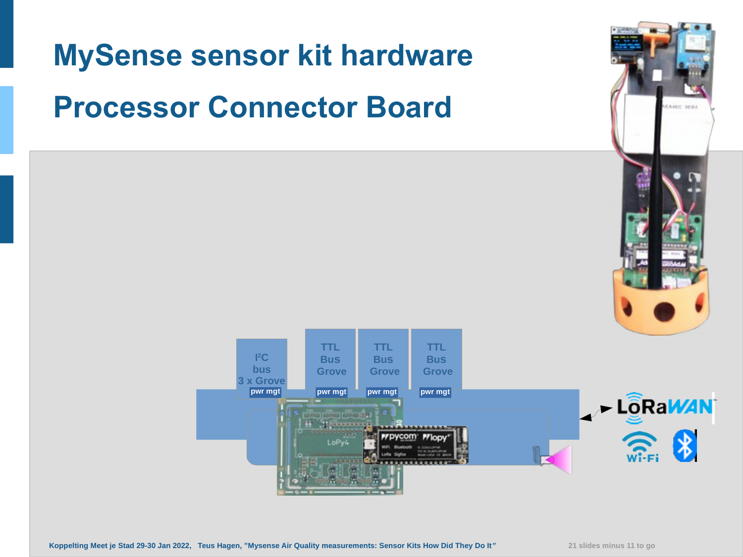# MySense sensor kit hardware

## Processor Connector Board

I²C bus 3 x Grove

pwr mgt

TTL Bus Grove

pwr mgt

TTL Bus Grove

pwr mgt

TTL Bus Grove

pwr mgt

LoRaWAN

Wi-Fi

Koppelting Meet je Stad 29-30 Jan 2022, Teus Hagen, "Mysense Air Quality measurements: Sensor Kits How Did They Do It"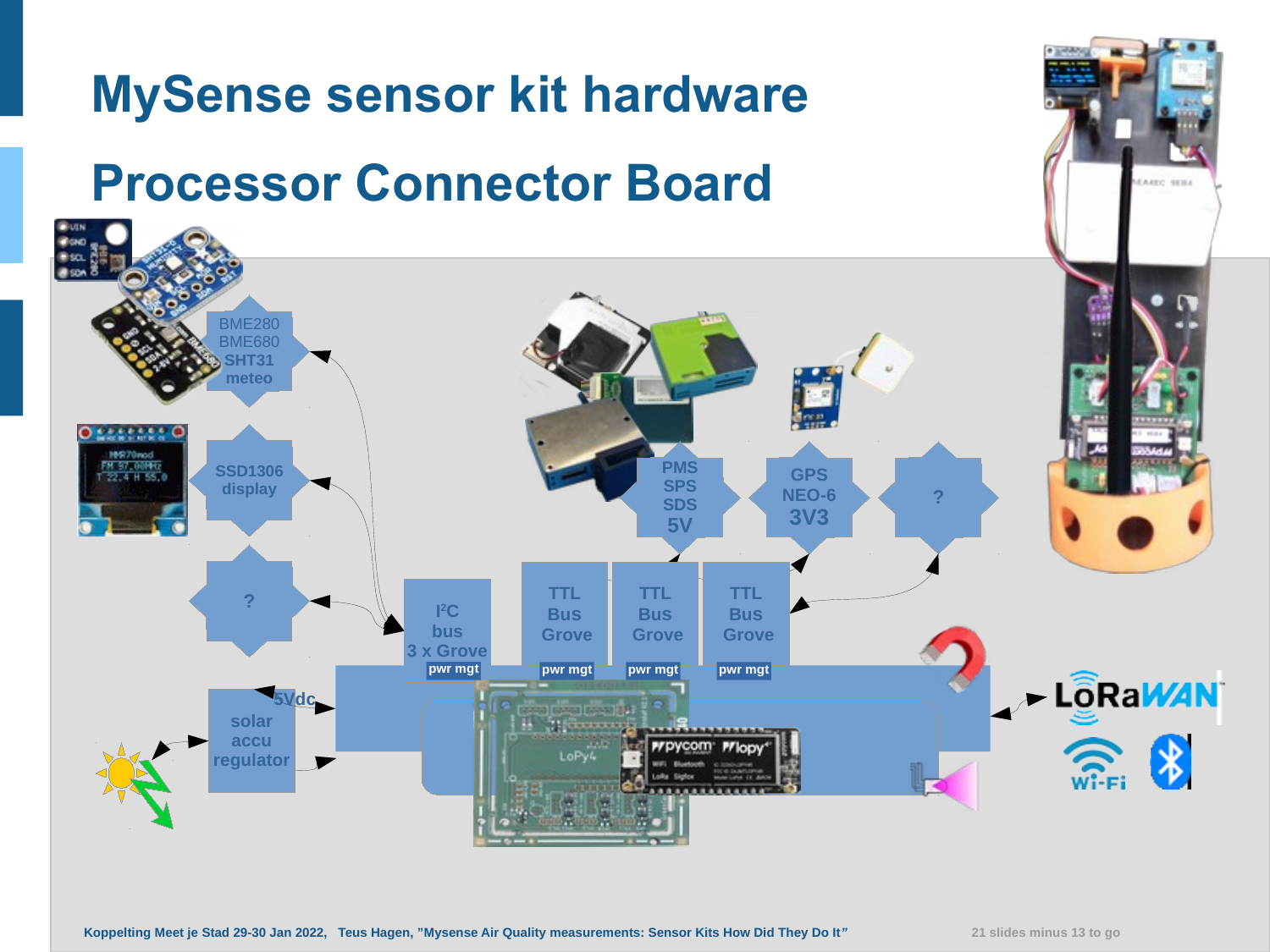# MySense sensor kit hardware

# Processor Connector Board

BME280
BME680
SHT31
meteo

SSD1306
display

?

solar
accu
regulator

5Vdc

I²C
bus
3 x Grove

pwr mgt

PMS
SPS
SDS
5V

GPS
NEO-6
3V3

?

TTL
Bus
Grove

pwr mgt

TTL
Bus
Grove

pwr mgt

TTL
Bus
Grove

pwr mgt

LoRaWAN

Wi-Fi

Koppelting Meet je Stad 29-30 Jan 2022, Teus Hagen, "Mysense Air Quality measurements: Sensor Kits How Did They Do It"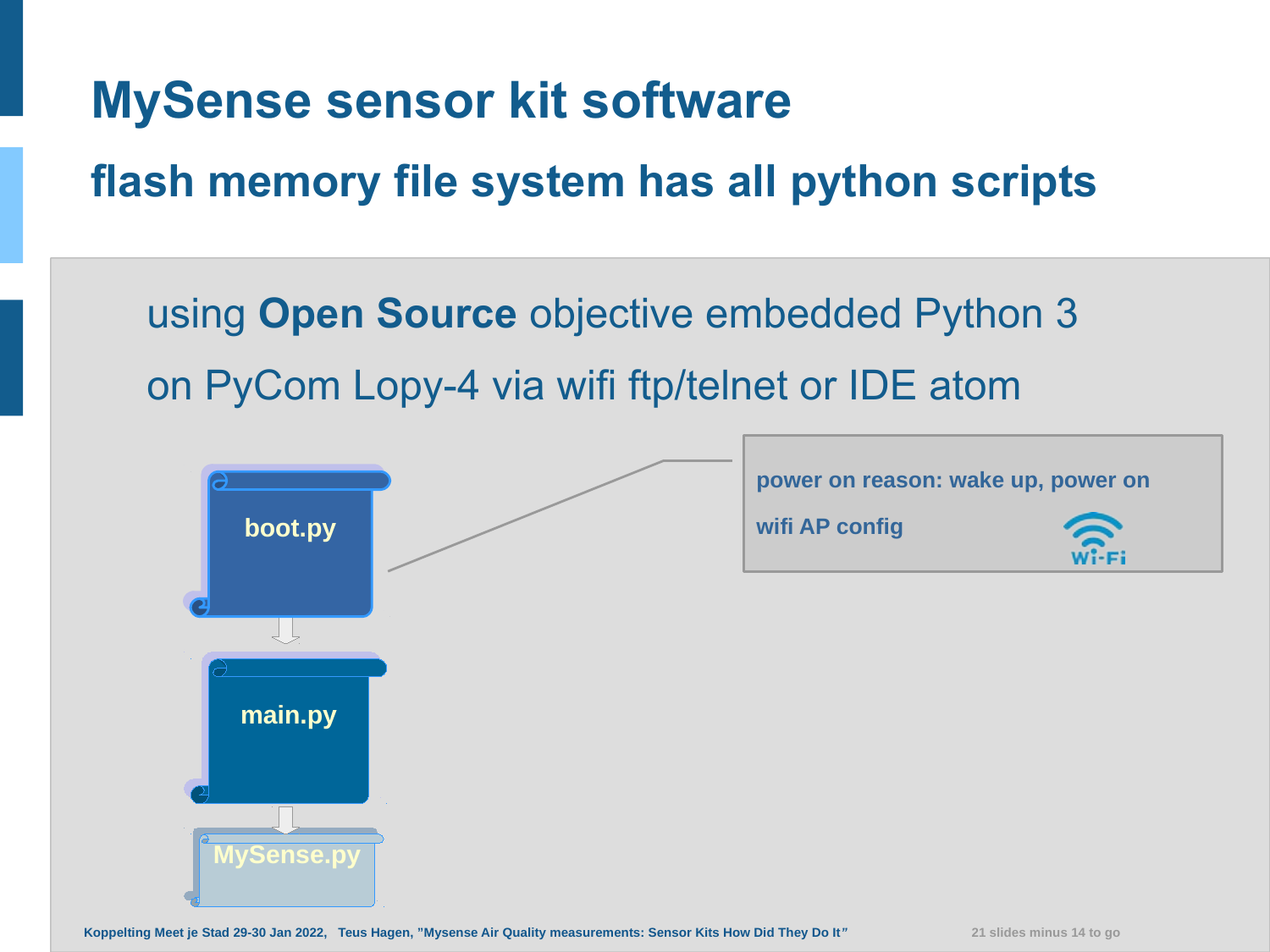# MySense sensor kit software

## flash memory file system has all python scripts

using **Open Source** objective embedded Python 3

on PyCom Lopy-4 via wifi ftp/telnet or IDE atom

**boot.py**

**main.py**

**MySense.py**

**power on reason: wake up, power on**

**wifi AP config**

Wi-Fi

Koppelting Meet je Stad 29-30 Jan 2022, Teus Hagen, "Mysense Air Quality measurements: Sensor Kits How Did They Do It"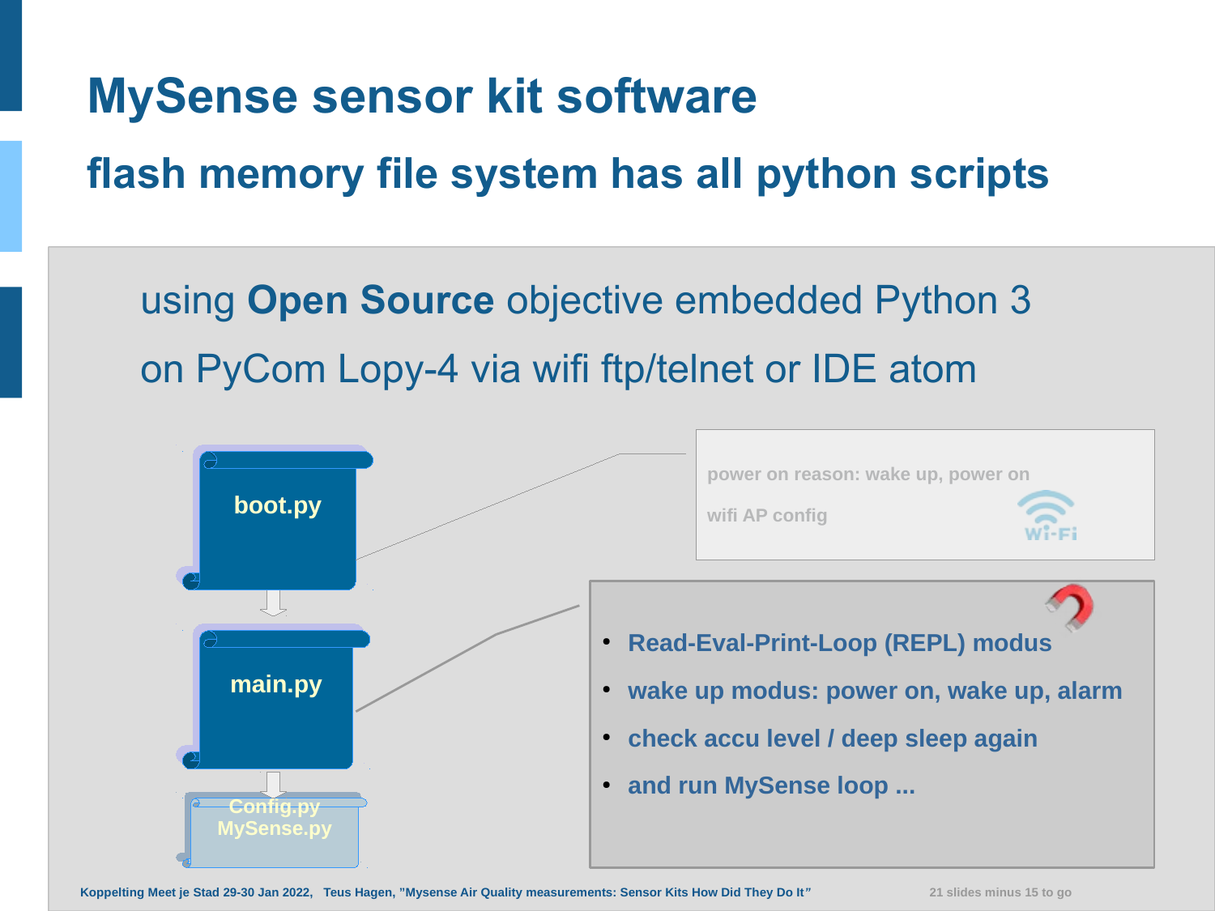# MySense sensor kit software

## flash memory file system has all python scripts

using **Open Source** objective embedded Python 3

on PyCom Lopy-4 via wifi ftp/telnet or IDE atom

**boot.py**

**main.py**

**Config.py**
**MySense.py**

power on reason: wake up, power on

wifi AP config

- **Read-Eval-Print-Loop (REPL) modus**
- **wake up modus: power on, wake up, alarm**
- **check accu level / deep sleep again**
- **and run MySense loop ...**

Koppelting Meet je Stad 29-30 Jan 2022, Teus Hagen, "Mysense Air Quality measurements: Sensor Kits How Did They Do It"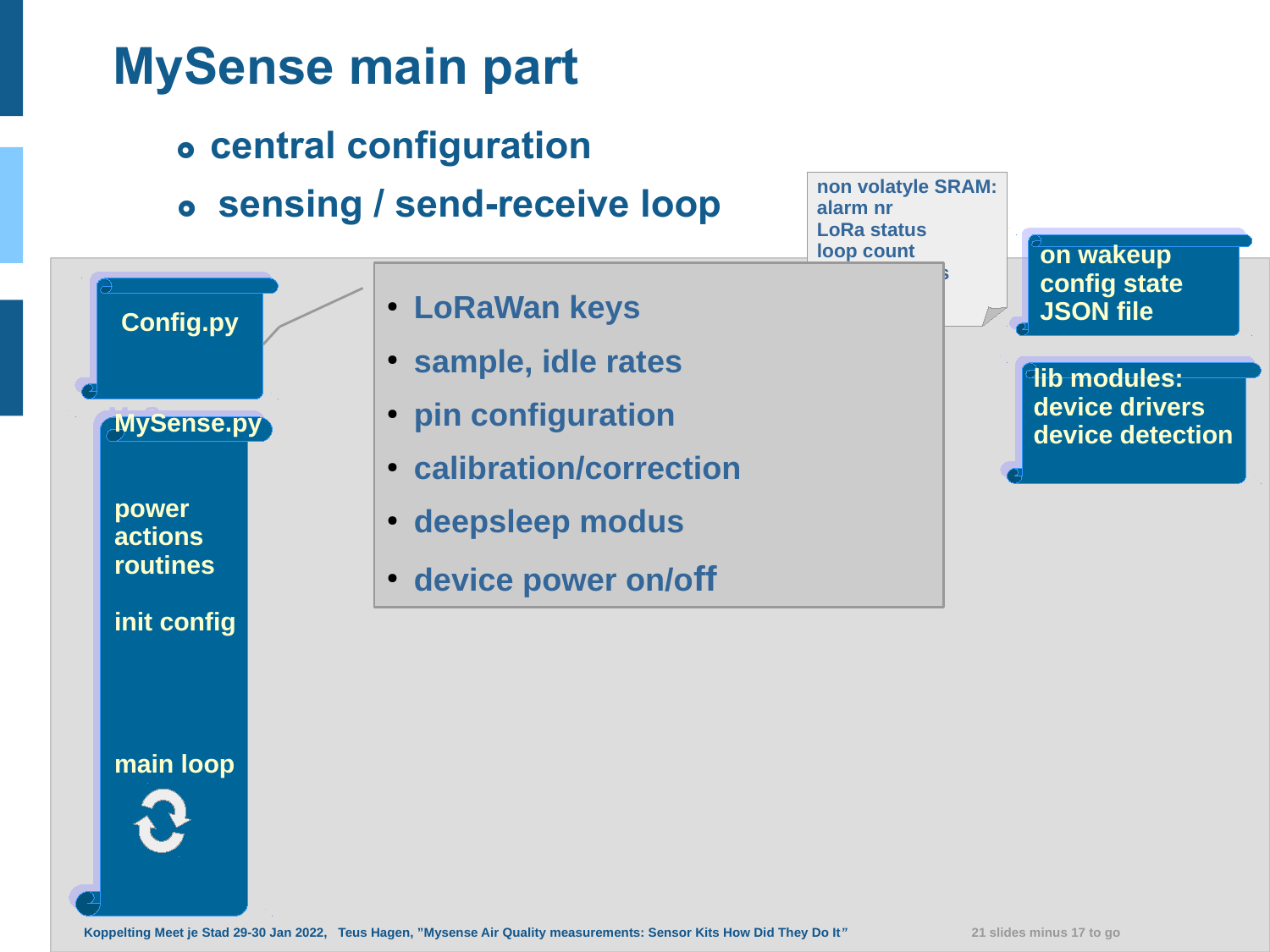# MySense main part

- central configuration
- sensing / send-receive loop

non volatyle SRAM:
alarm nr
LoRa status
loop count

on wakeup
config state
JSON file

lib modules:
device drivers
device detection

Config.py

- LoRaWan keys
- sample, idle rates
- pin configuration
- calibration/correction
- deepsleep modus
- device power on/off

MySense.py

power
actions
routines

init config

main loop

Koppelting Meet je Stad 29-30 Jan 2022, Teus Hagen, "Mysense Air Quality measurements: Sensor Kits How Did They Do It"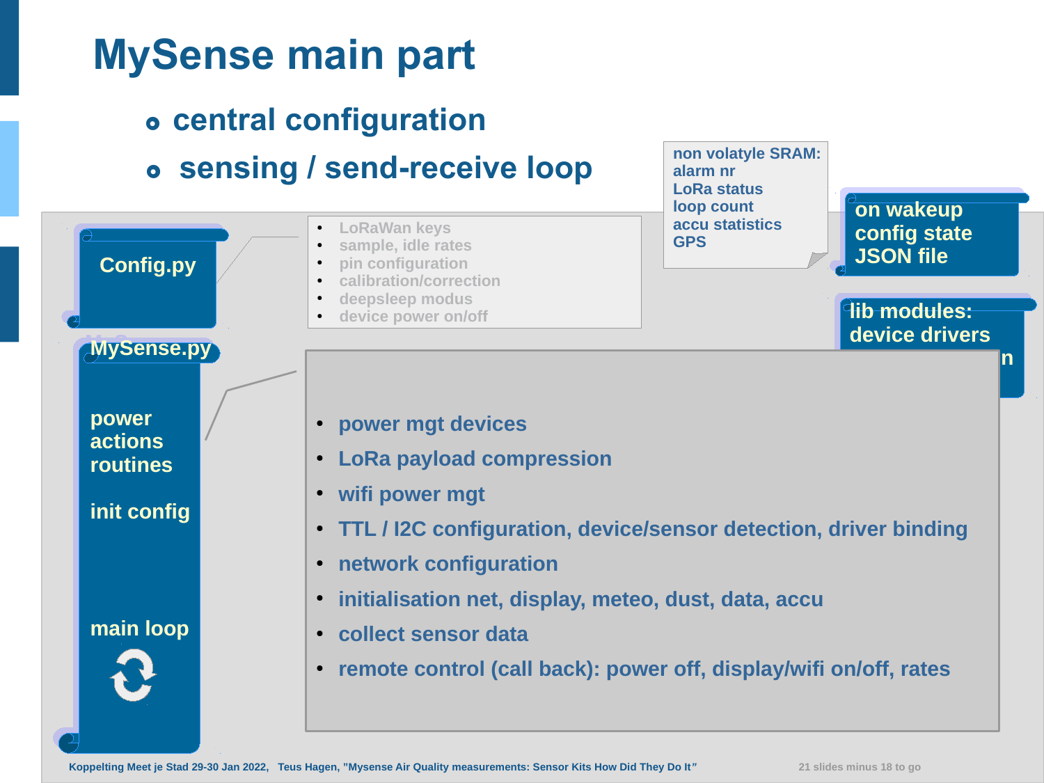# MySense main part

- central configuration
- sensing / send-receive loop

**non volatyle SRAM:**
**alarm nr**
**LoRa status**
**loop count**
**accu statistics**
**GPS**

**on wakeup config state JSON file**

**Config.py**

- LoRaWan keys
- sample, idle rates
- pin configuration
- calibration/correction
- deepsleep modus
- device power on/off

**lib modules: device drivers**

**MySense.py**

**power actions routines**

**init config**

**main loop**

- **power mgt devices**
- **LoRa payload compression**
- **wifi power mgt**
- **TTL / I2C configuration, device/sensor detection, driver binding**
- **network configuration**
- **initialisation net, display, meteo, dust, data, accu**
- **collect sensor data**
- **remote control (call back): power off, display/wifi on/off, rates**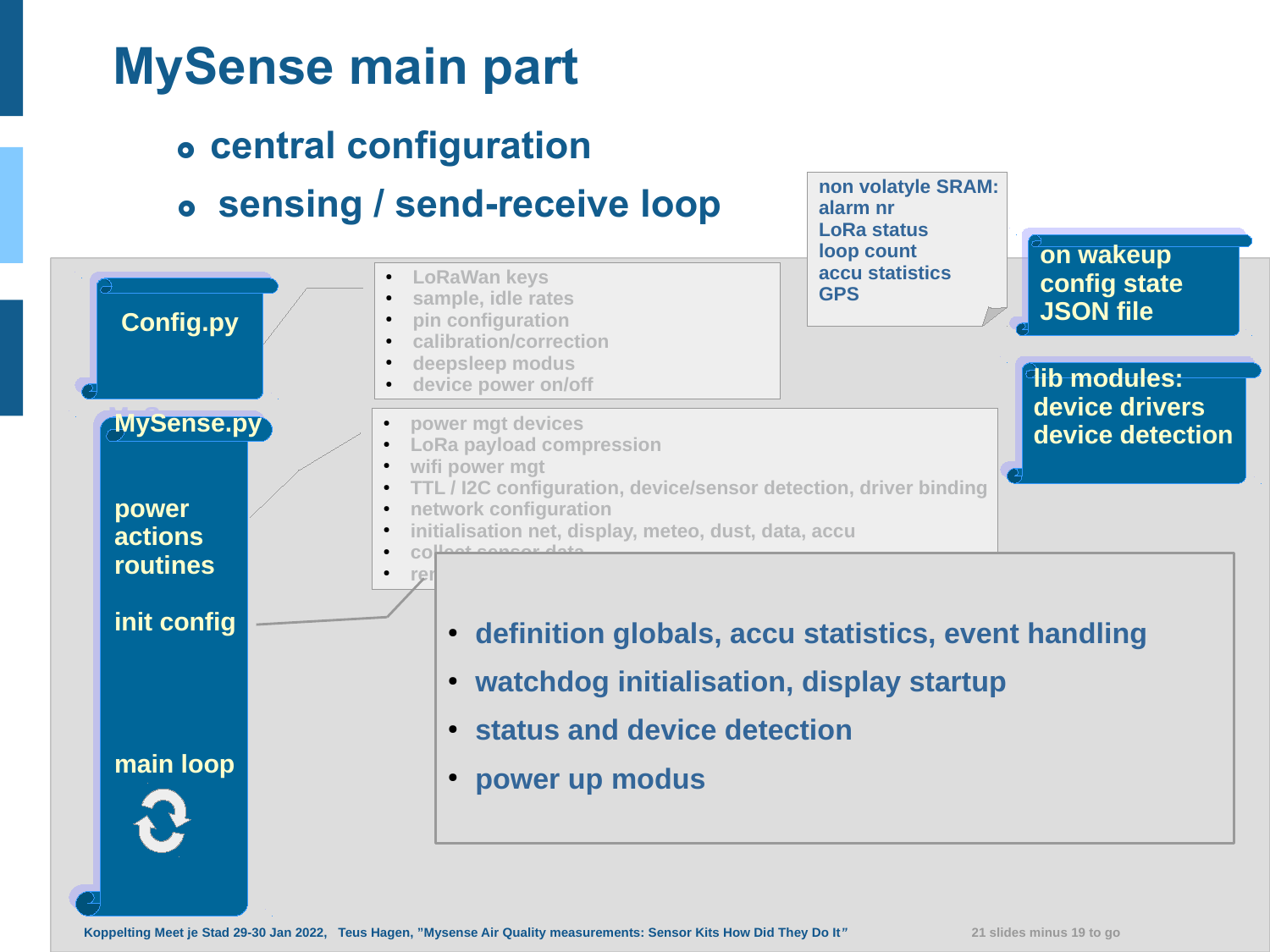# MySense main part

- central configuration
- sensing / send-receive loop

non volatyle SRAM:
alarm nr
LoRa status
loop count
accu statistics
GPS

on wakeup
config state
JSON file

lib modules:
device drivers
device detection

**Config.py**

- LoRaWan keys
- sample, idle rates
- pin configuration
- calibration/correction
- deepsleep modus
- device power on/off

**MySense.py**

- power mgt devices
- LoRa payload compression
- wifi power mgt
- TTL / I2C configuration, device/sensor detection, driver binding
- network configuration
- initialisation net, display, meteo, dust, data, accu
- co...
- re...

power
actions
routines

init config

- definition globals, accu statistics, event handling
- watchdog initialisation, display startup
- status and device detection
- power up modus

main loop

Koppelting Meet je Stad 29-30 Jan 2022, Teus Hagen, "Mysense Air Quality measurements: Sensor Kits How Did They Do It"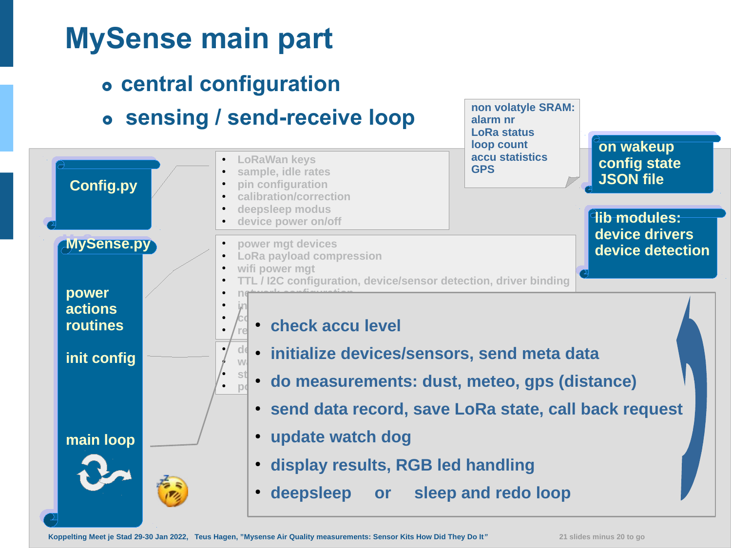# MySense main part

- central configuration
- sensing / send-receive loop

**Config.py**

- LoRaWan keys
- sample, idle rates
- pin configuration
- calibration/correction
- deepsleep modus
- device power on/off

non volatyle SRAM:
alarm nr
LoRa status
loop count
accu statistics
GPS

on wakeup
config state
JSON file

lib modules:
device drivers
device detection

**MySense.py**

power
actions
routines

- power mgt devices
- LoRa payload compression
- wifi power mgt
- TTL / I2C configuration, device/sensor detection, driver binding

init config

main loop

- check accu level
- initialize devices/sensors, send meta data
- do measurements: dust, meteo, gps (distance)
- send data record, save LoRa state, call back request
- update watch dog
- display results, RGB led handling
- deepsleep or sleep and redo loop

Koppelting Meet je Stad 29-30 Jan 2022, Teus Hagen, "Mysense Air Quality measurements: Sensor Kits How Did They Do It"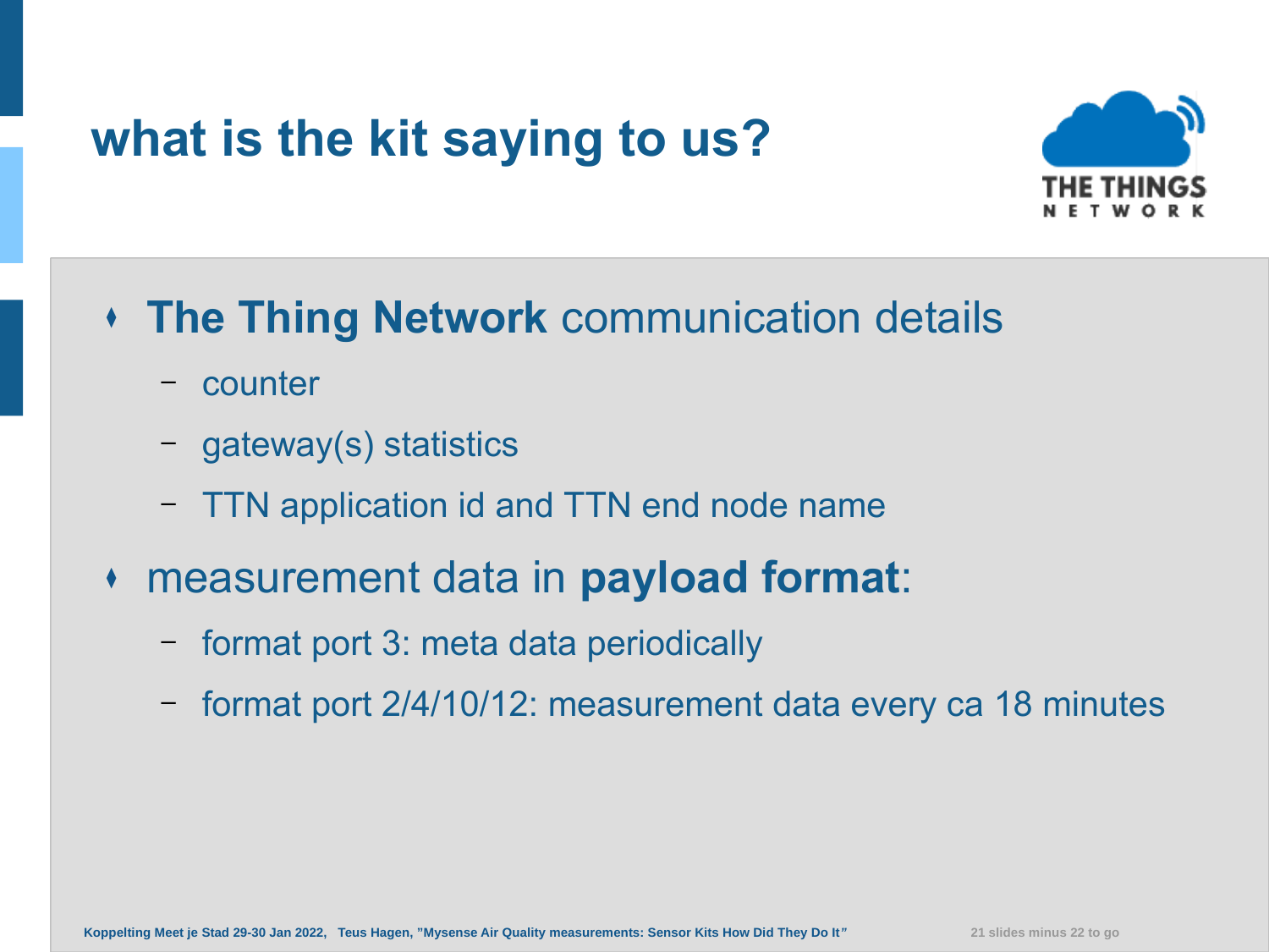# what is the kit saying to us?

- **The Thing Network** communication details
  - counter
  - gateway(s) statistics
  - TTN application id and TTN end node name
- measurement data in **payload format**:
  - format port 3: meta data periodically
  - format port 2/4/10/12: measurement data every ca 18 minutes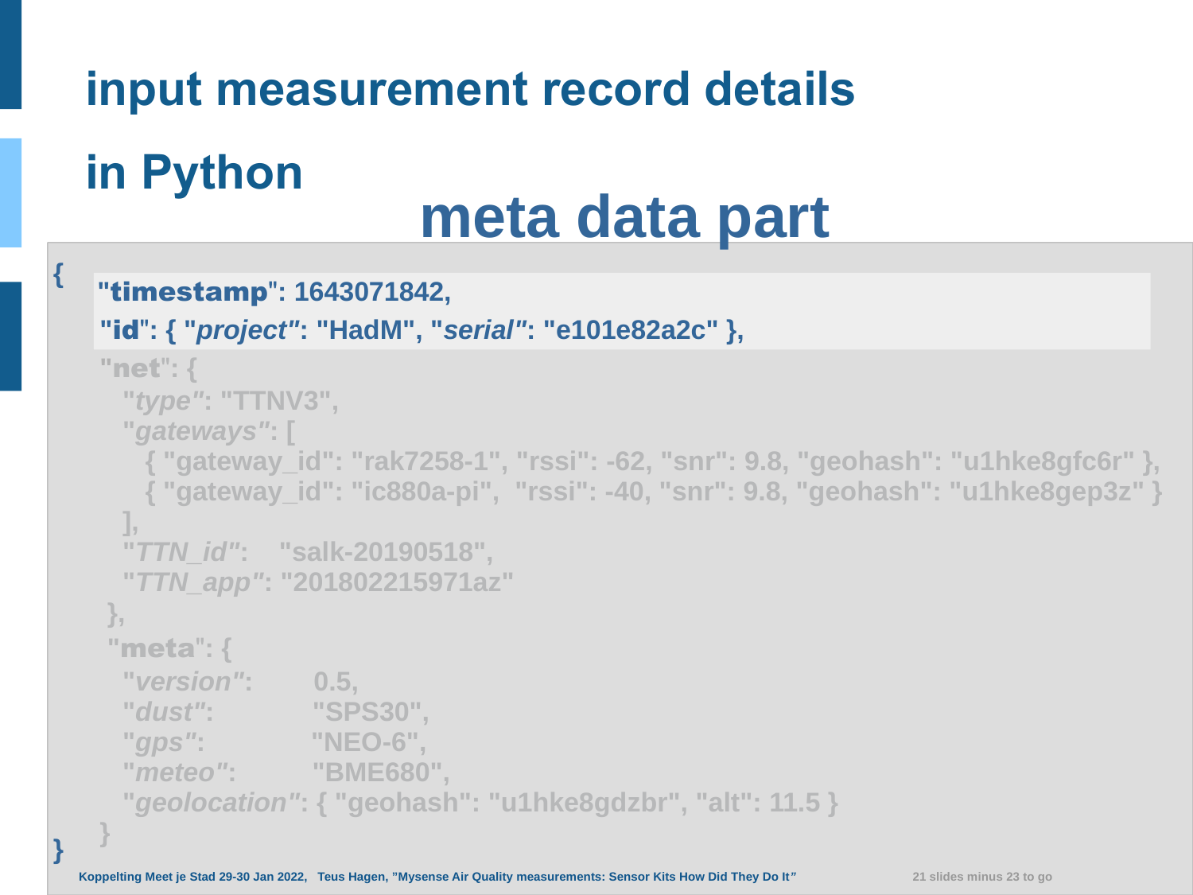# input measurement record details

# in Python

## meta data part

```
{
   "timestamp": 1643071842,
   "id": { "project": "HadM", "serial": "e101e82a2c" },
   "net": {
     "type": "TTNV3",
     "gateways": [
       { "gateway_id": "rak7258-1", "rssi": -62, "snr": 9.8, "geohash": "u1hke8gfc6r" },
       { "gateway_id": "ic880a-pi",  "rssi": -40, "snr": 9.8, "geohash": "u1hke8gep3z" }
     ],
     "TTN_id":    "salk-20190518",
     "TTN_app": "201802215971az"
    },
    "meta": {
     "version":        0.5,
     "dust":           "SPS30",
     "gps":            "NEO-6",
     "meteo":          "BME680",
     "geolocation": { "geohash": "u1hke8gdzbr", "alt": 11.5 }
    }
}
```

Koppelting Meet je Stad 29-30 Jan 2022, Teus Hagen, "Mysense Air Quality measurements: Sensor Kits How Did They Do It"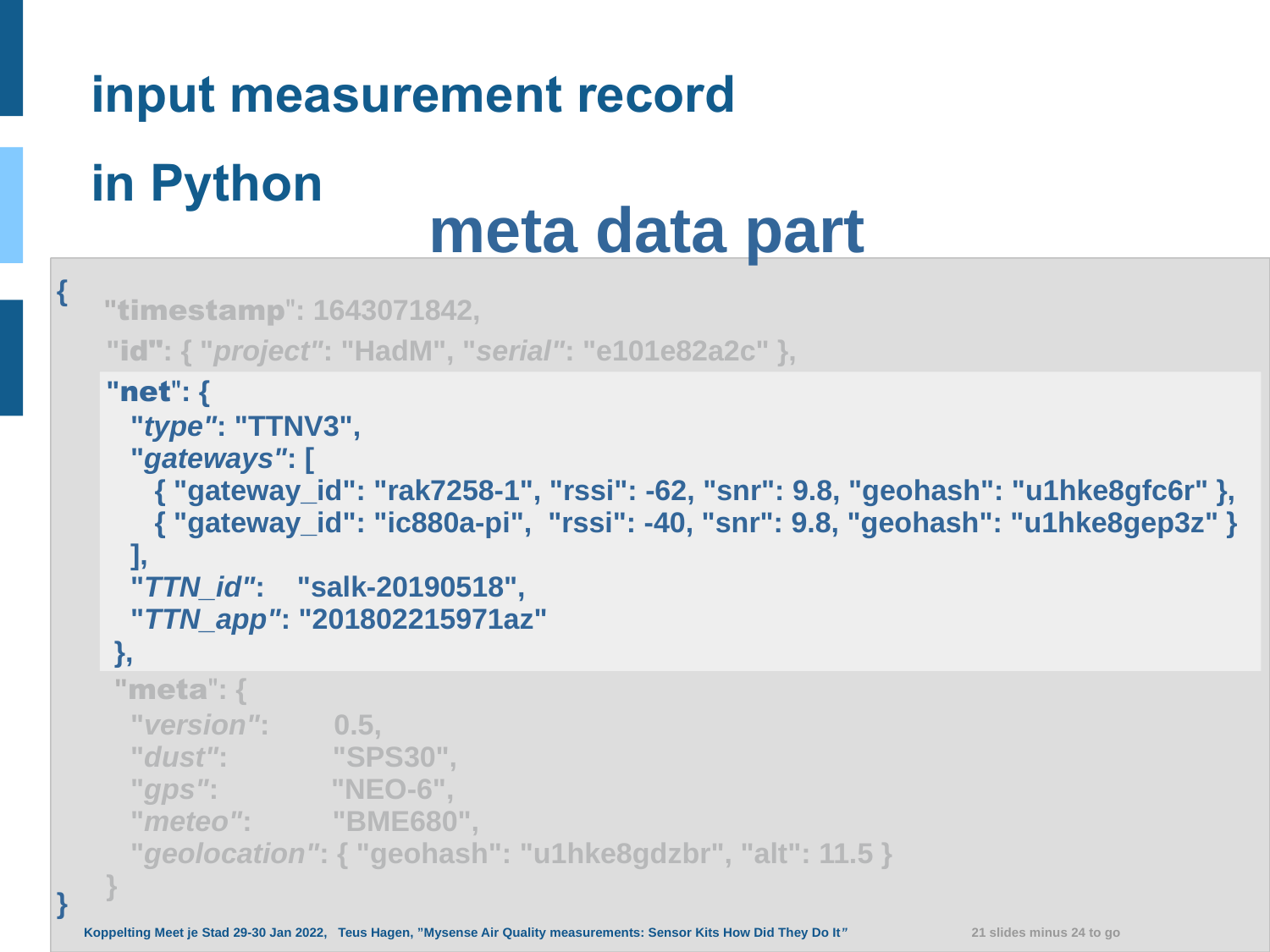# input measurement record

# in Python

## meta data part

```
{
  "timestamp": 1643071842,
  "id": { "project": "HadM", "serial": "e101e82a2c" },
  "net": {
    "type": "TTNV3",
    "gateways": [
      { "gateway_id": "rak7258-1", "rssi": -62, "snr": 9.8, "geohash": "u1hke8gfc6r" },
      { "gateway_id": "ic880a-pi",  "rssi": -40, "snr": 9.8, "geohash": "u1hke8gep3z" }
    ],
    "TTN_id":    "salk-20190518",
    "TTN_app": "201802215971az"
  },
  "meta": {
    "version":       0.5,
    "dust":          "SPS30",
    "gps":           "NEO-6",
    "meteo":         "BME680",
    "geolocation": { "geohash": "u1hke8gdzbr", "alt": 11.5 }
  }
}
```

Koppelting Meet je Stad 29-30 Jan 2022, Teus Hagen, "Mysense Air Quality measurements: Sensor Kits How Did They Do It"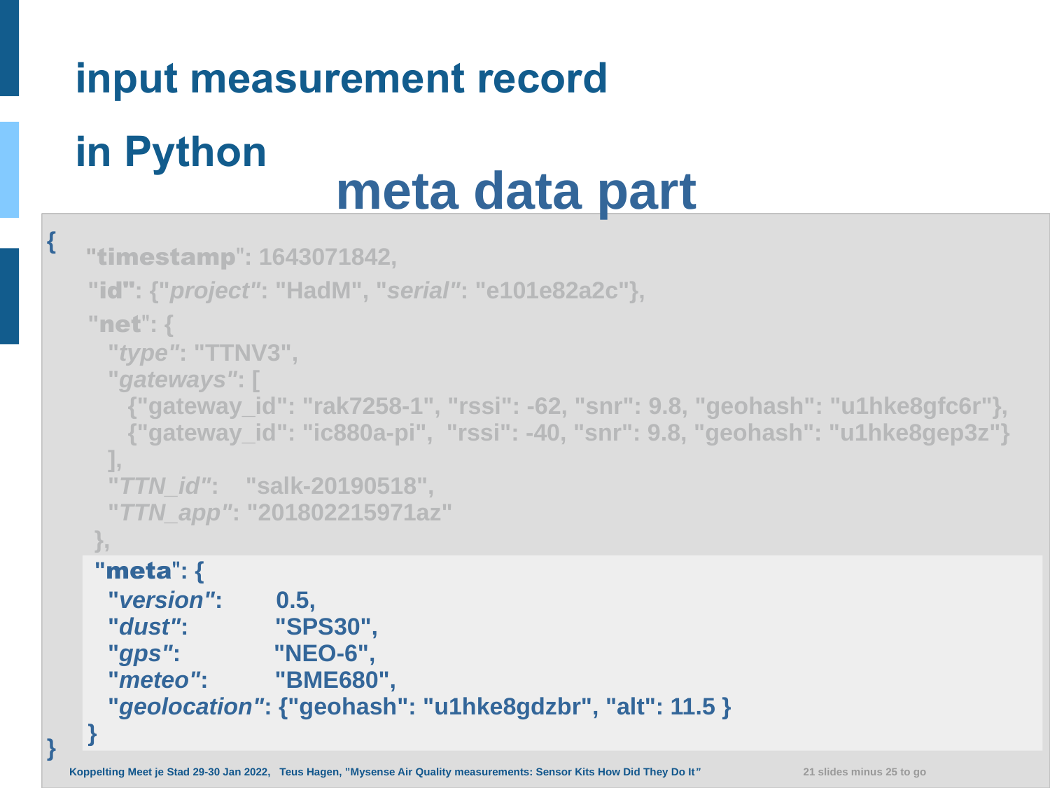# input measurement record

# in Python

## meta data part

```
{   "timestamp": 1643071842,
    "id": {"project": "HadM", "serial": "e101e82a2c"},
    "net": {
      "type": "TTNV3",
      "gateways": [
        {"gateway_id": "rak7258-1", "rssi": -62, "snr": 9.8, "geohash": "u1hke8gfc6r"},
        {"gateway_id": "ic880a-pi",  "rssi": -40, "snr": 9.8, "geohash": "u1hke8gep3z"}
      ],
      "TTN_id":    "salk-20190518",
      "TTN_app": "201802215971az"
     },
    "meta": {
      "version":       0.5,
      "dust":          "SPS30",
      "gps":           "NEO-6",
      "meteo":         "BME680",
      "geolocation": {"geohash": "u1hke8gdzbr", "alt": 11.5 }
    }
}
```

Koppelting Meet je Stad 29-30 Jan 2022, Teus Hagen, "Mysense Air Quality measurements: Sensor Kits How Did They Do It"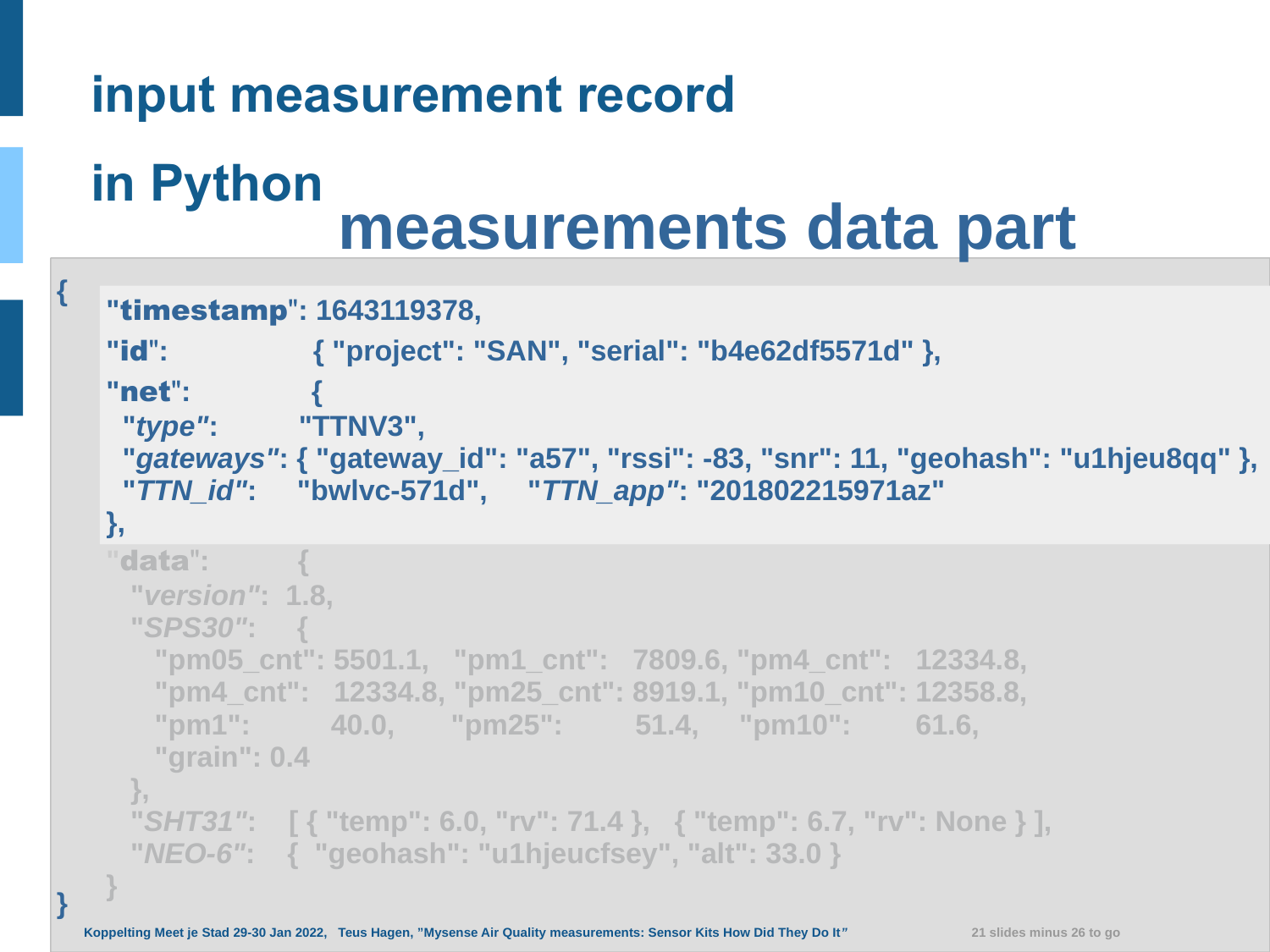# input measurement record

# in Python

## measurements data part

```
{
  "timestamp": 1643119378,
  "id":        { "project": "SAN", "serial": "b4e62df5571d" },
  "net":       {
    "type":     "TTNV3",
    "gateways": { "gateway_id": "a57", "rssi": -83, "snr": 11, "geohash": "u1hjeu8qq" },
    "TTN_id":   "bwlvc-571d",     "TTN_app": "201802215971az"
  },
  "data":      {
    "version": 1.8,
    "SPS30":   {
      "pm05_cnt": 5501.1,  "pm1_cnt":  7809.6, "pm4_cnt":  12334.8,
      "pm4_cnt":  12334.8, "pm25_cnt": 8919.1, "pm10_cnt": 12358.8,
      "pm1":      40.0,    "pm25":     51.4,   "pm10":     61.6,
      "grain": 0.4
    },
    "SHT31":   [ { "temp": 6.0, "rv": 71.4 },  { "temp": 6.7, "rv": None } ],
    "NEO-6":   { "geohash": "u1hjeucfsey", "alt": 33.0 }
  }
}
```

Koppelting Meet je Stad 29-30 Jan 2022, Teus Hagen, "Mysense Air Quality measurements: Sensor Kits How Did They Do It"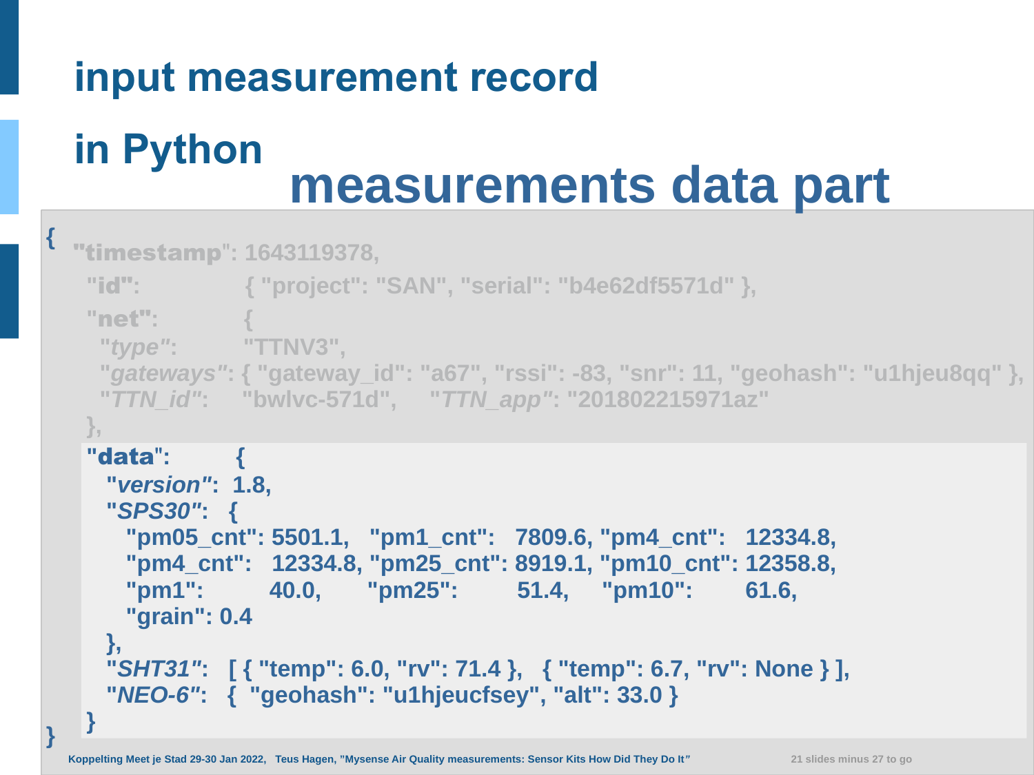# input measurement record

# in Python

## measurements data part

```
{ "timestamp": 1643119378,
  "id":        { "project": "SAN", "serial": "b4e62df5571d" },
  "net":       {
    "type":    "TTNV3",
    "gateways": { "gateway_id": "a67", "rssi": -83, "snr": 11, "geohash": "u1hjeu8qq" },
    "TTN_id":  "bwlvc-571d",    "TTN_app": "201802215971az"
  },
  "data":      {
    "version": 1.8,
    "SPS30":   {
      "pm05_cnt": 5501.1,  "pm1_cnt":  7809.6, "pm4_cnt":  12334.8,
      "pm4_cnt":  12334.8, "pm25_cnt": 8919.1, "pm10_cnt": 12358.8,
      "pm1":      40.0,    "pm25":     51.4,   "pm10":     61.6,
      "grain": 0.4
    },
    "SHT31":  [ { "temp": 6.0, "rv": 71.4 },  { "temp": 6.7, "rv": None } ],
    "NEO-6":  { "geohash": "u1hjeucfsey", "alt": 33.0 }
  }
}
```

Koppelting Meet je Stad 29-30 Jan 2022, Teus Hagen, "Mysense Air Quality measurements: Sensor Kits How Did They Do It"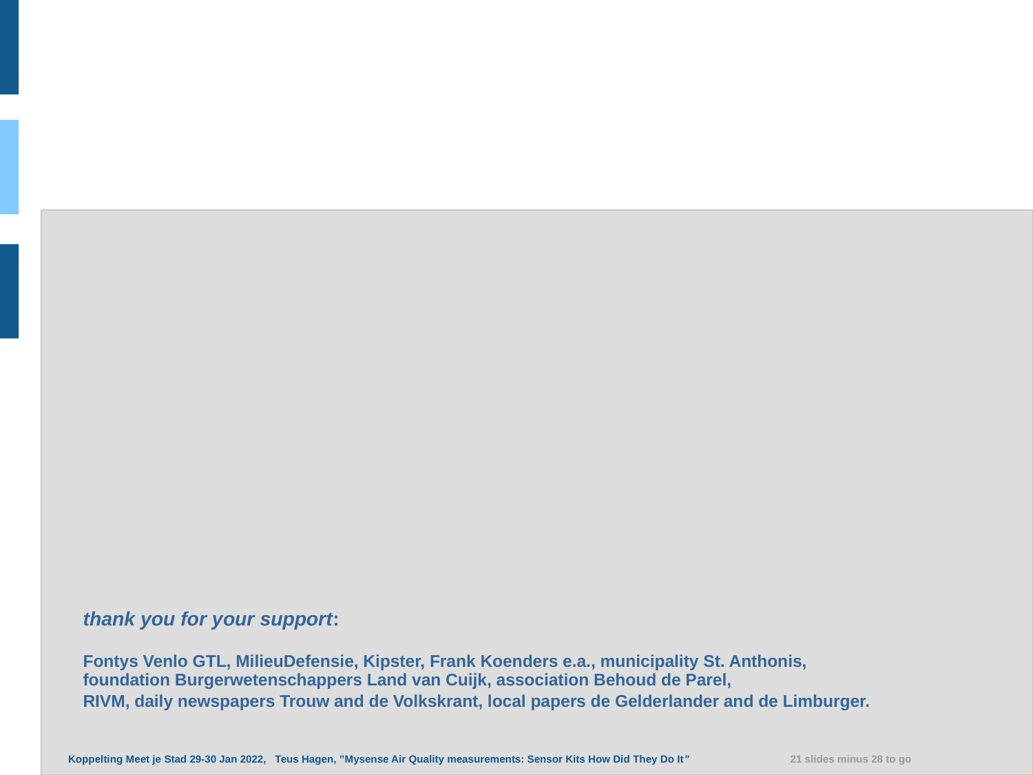***thank you for your support*:**

**Fontys Venlo GTL, MilieuDefensie, Kipster, Frank Koenders e.a., municipality St. Anthonis,**
**foundation Burgerwetenschappers Land van Cuijk, association Behoud de Parel,**
**RIVM, daily newspapers Trouw and de Volkskrant, local papers de Gelderlander and de Limburger.**